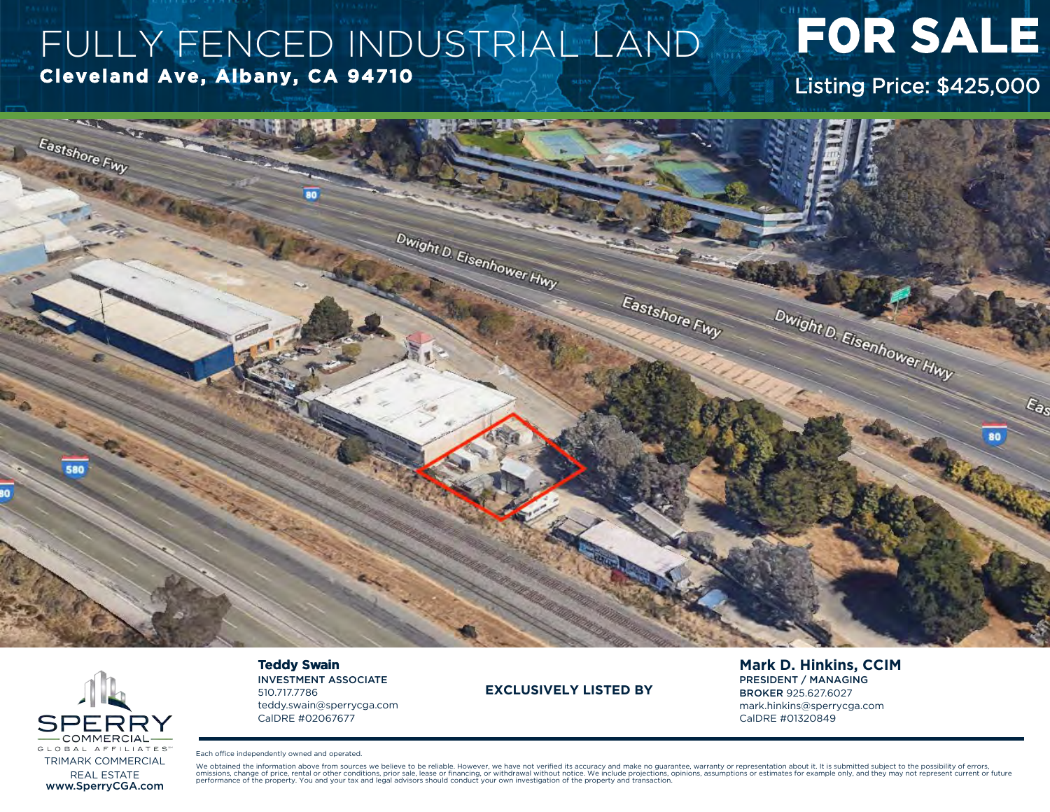# FULLY FENCED INDUSTRIAL LAND

**Cleveland Ave, Albany, CA 94710**

# FOR SALE

Listing Price: $425,000

**EXCLUSIVELY LISTED BY**

**Teddy Swain**
INVESTMENT ASSOCIATE
510.717.7786
teddy.swain@sperrycga.com
CalDRE #02067677

**Mark D. Hinkins, CCIM**
PRESIDENT / MANAGING BROKER 925.627.6027
mark.hinkins@sperrycga.com
CalDRE #01320849

SPERRY COMMERCIAL GLOBAL AFFILIATES
TRIMARK COMMERCIAL REAL ESTATE
**www.SperryCGA.com**

Each office independently owned and operated.

We obtained the information above from sources we believe to be reliable. However, we have not verified its accuracy and make no guarantee, warranty or representation about it. It is submitted subject to the possibility of errors, omissions, change of price, rental or other conditions, prior sale, lease or financing, or withdrawal without notice. We include projections, opinions, assumptions or estimates for example only, and they may not represent current or future performance of the property. You and your tax and legal advisors should conduct your own investigation of the property and transaction.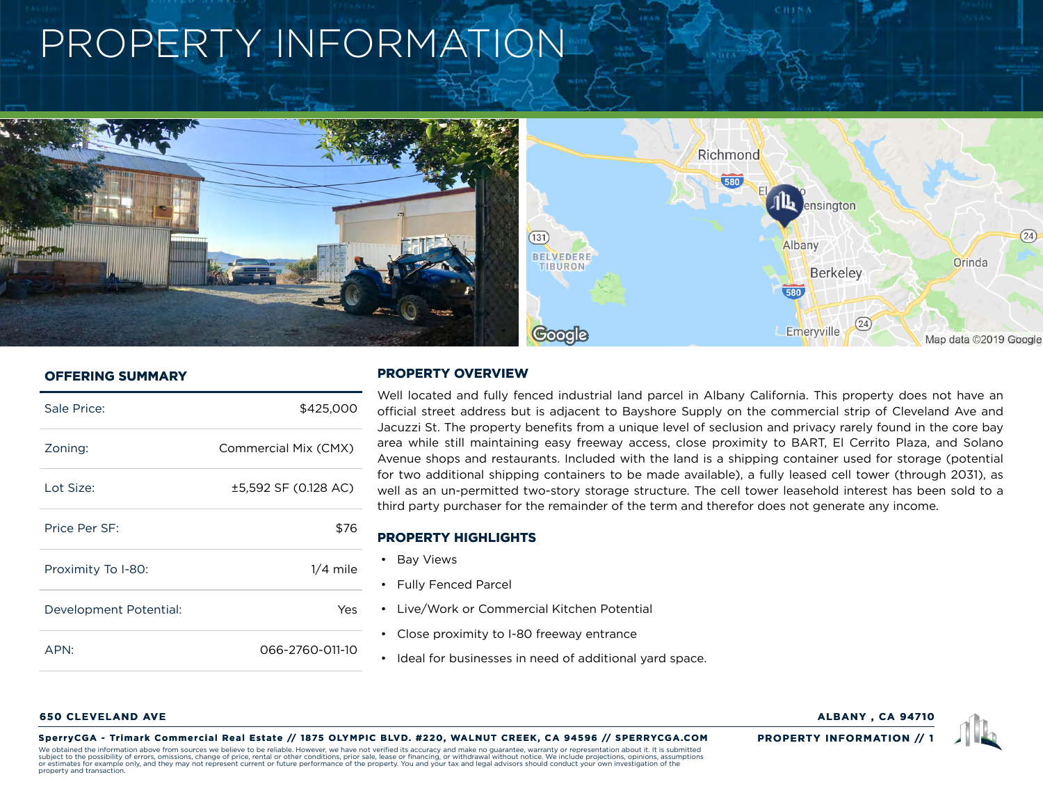# PROPERTY INFORMATION

## OFFERING SUMMARY

| | |
|---|---|
| Sale Price: | $425,000 |
| Zoning: | Commercial Mix (CMX) |
| Lot Size: | ±5,592 SF (0.128 AC) |
| Price Per SF: | $76 |
| Proximity To I-80: | 1/4 mile |
| Development Potential: | Yes |
| APN: | 066-2760-011-10 |

## PROPERTY OVERVIEW

Well located and fully fenced industrial land parcel in Albany California. This property does not have an official street address but is adjacent to Bayshore Supply on the commercial strip of Cleveland Ave and Jacuzzi St. The property benefits from a unique level of seclusion and privacy rarely found in the core bay area while still maintaining easy freeway access, close proximity to BART, El Cerrito Plaza, and Solano Avenue shops and restaurants. Included with the land is a shipping container used for storage (potential for two additional shipping containers to be made available), a fully leased cell tower (through 2031), as well as an un-permitted two-story storage structure. The cell tower leasehold interest has been sold to a third party purchaser for the remainder of the term and therefor does not generate any income.

## PROPERTY HIGHLIGHTS

- Bay Views
- Fully Fenced Parcel
- Live/Work or Commercial Kitchen Potential
- Close proximity to I-80 freeway entrance
- Ideal for businesses in need of additional yard space.

**650 CLEVELAND AVE** — **ALBANY , CA 94710**

**SperryCGA - Trimark Commercial Real Estate // 1875 OLYMPIC BLVD. #220, WALNUT CREEK, CA 94596 // SPERRYCGA.COM**

We obtained the information above from sources we believe to be reliable. However, we have not verified its accuracy and make no guarantee, warranty or representation about it. It is submitted subject to the possibility of errors, omissions, change of price, rental or other conditions, prior sale, lease or financing, or withdrawal without notice. We include projections, opinions, assumptions or estimates for example only, and they may not represent current or future performance of the property. You and your tax and legal advisors should conduct your own investigation of the property and transaction.